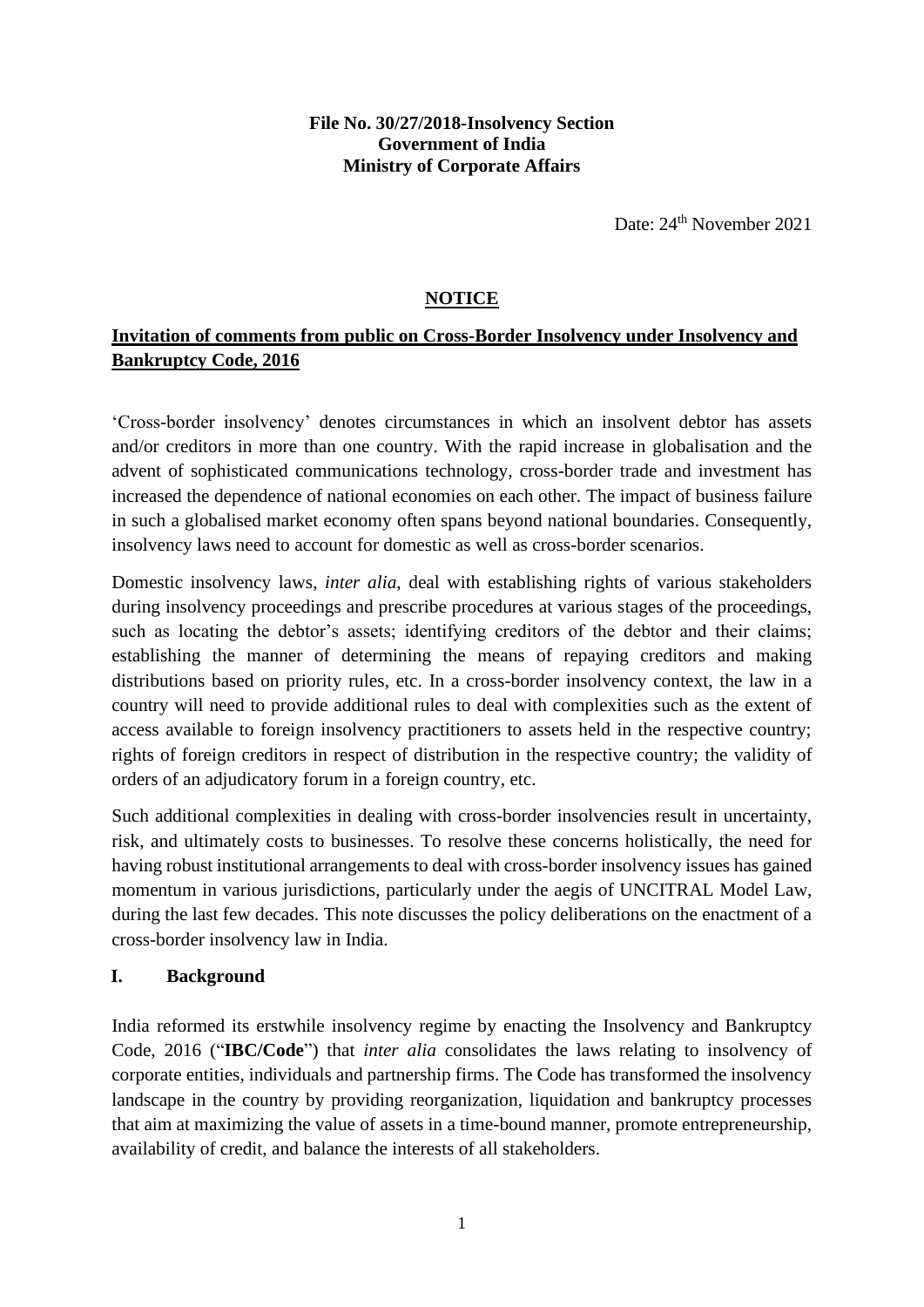**File No. 30/27/2018-Insolvency Section**
**Government of India**
**Ministry of Corporate Affairs**

Date: 24th November 2021

# NOTICE

## Invitation of comments from public on Cross-Border Insolvency under Insolvency and Bankruptcy Code, 2016

'Cross-border insolvency' denotes circumstances in which an insolvent debtor has assets and/or creditors in more than one country. With the rapid increase in globalisation and the advent of sophisticated communications technology, cross-border trade and investment has increased the dependence of national economies on each other. The impact of business failure in such a globalised market economy often spans beyond national boundaries. Consequently, insolvency laws need to account for domestic as well as cross-border scenarios.

Domestic insolvency laws, *inter alia*, deal with establishing rights of various stakeholders during insolvency proceedings and prescribe procedures at various stages of the proceedings, such as locating the debtor's assets; identifying creditors of the debtor and their claims; establishing the manner of determining the means of repaying creditors and making distributions based on priority rules, etc. In a cross-border insolvency context, the law in a country will need to provide additional rules to deal with complexities such as the extent of access available to foreign insolvency practitioners to assets held in the respective country; rights of foreign creditors in respect of distribution in the respective country; the validity of orders of an adjudicatory forum in a foreign country, etc.

Such additional complexities in dealing with cross-border insolvencies result in uncertainty, risk, and ultimately costs to businesses. To resolve these concerns holistically, the need for having robust institutional arrangements to deal with cross-border insolvency issues has gained momentum in various jurisdictions, particularly under the aegis of UNCITRAL Model Law, during the last few decades. This note discusses the policy deliberations on the enactment of a cross-border insolvency law in India.

### I. Background

India reformed its erstwhile insolvency regime by enacting the Insolvency and Bankruptcy Code, 2016 ("**IBC/Code**") that *inter alia* consolidates the laws relating to insolvency of corporate entities, individuals and partnership firms. The Code has transformed the insolvency landscape in the country by providing reorganization, liquidation and bankruptcy processes that aim at maximizing the value of assets in a time-bound manner, promote entrepreneurship, availability of credit, and balance the interests of all stakeholders.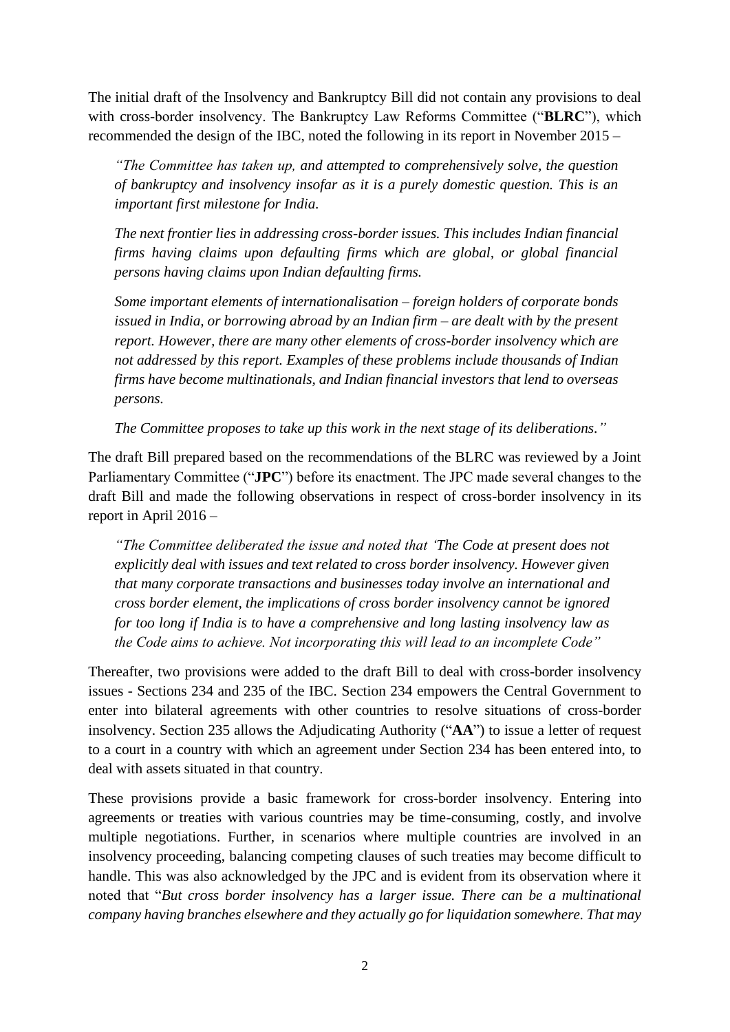The initial draft of the Insolvency and Bankruptcy Bill did not contain any provisions to deal with cross-border insolvency. The Bankruptcy Law Reforms Committee ("**BLRC**"), which recommended the design of the IBC, noted the following in its report in November 2015 –

> *"The Committee has taken up, and attempted to comprehensively solve, the question of bankruptcy and insolvency insofar as it is a purely domestic question. This is an important first milestone for India.*
>
> *The next frontier lies in addressing cross-border issues. This includes Indian financial firms having claims upon defaulting firms which are global, or global financial persons having claims upon Indian defaulting firms.*
>
> *Some important elements of internationalisation – foreign holders of corporate bonds issued in India, or borrowing abroad by an Indian firm – are dealt with by the present report. However, there are many other elements of cross-border insolvency which are not addressed by this report. Examples of these problems include thousands of Indian firms have become multinationals, and Indian financial investors that lend to overseas persons.*
>
> *The Committee proposes to take up this work in the next stage of its deliberations."*

The draft Bill prepared based on the recommendations of the BLRC was reviewed by a Joint Parliamentary Committee ("**JPC**") before its enactment. The JPC made several changes to the draft Bill and made the following observations in respect of cross-border insolvency in its report in April 2016 –

> *"The Committee deliberated the issue and noted that 'The Code at present does not explicitly deal with issues and text related to cross border insolvency. However given that many corporate transactions and businesses today involve an international and cross border element, the implications of cross border insolvency cannot be ignored for too long if India is to have a comprehensive and long lasting insolvency law as the Code aims to achieve. Not incorporating this will lead to an incomplete Code"*

Thereafter, two provisions were added to the draft Bill to deal with cross-border insolvency issues - Sections 234 and 235 of the IBC. Section 234 empowers the Central Government to enter into bilateral agreements with other countries to resolve situations of cross-border insolvency. Section 235 allows the Adjudicating Authority ("**AA**") to issue a letter of request to a court in a country with which an agreement under Section 234 has been entered into, to deal with assets situated in that country.

These provisions provide a basic framework for cross-border insolvency. Entering into agreements or treaties with various countries may be time-consuming, costly, and involve multiple negotiations. Further, in scenarios where multiple countries are involved in an insolvency proceeding, balancing competing clauses of such treaties may become difficult to handle. This was also acknowledged by the JPC and is evident from its observation where it noted that "*But cross border insolvency has a larger issue. There can be a multinational company having branches elsewhere and they actually go for liquidation somewhere. That may*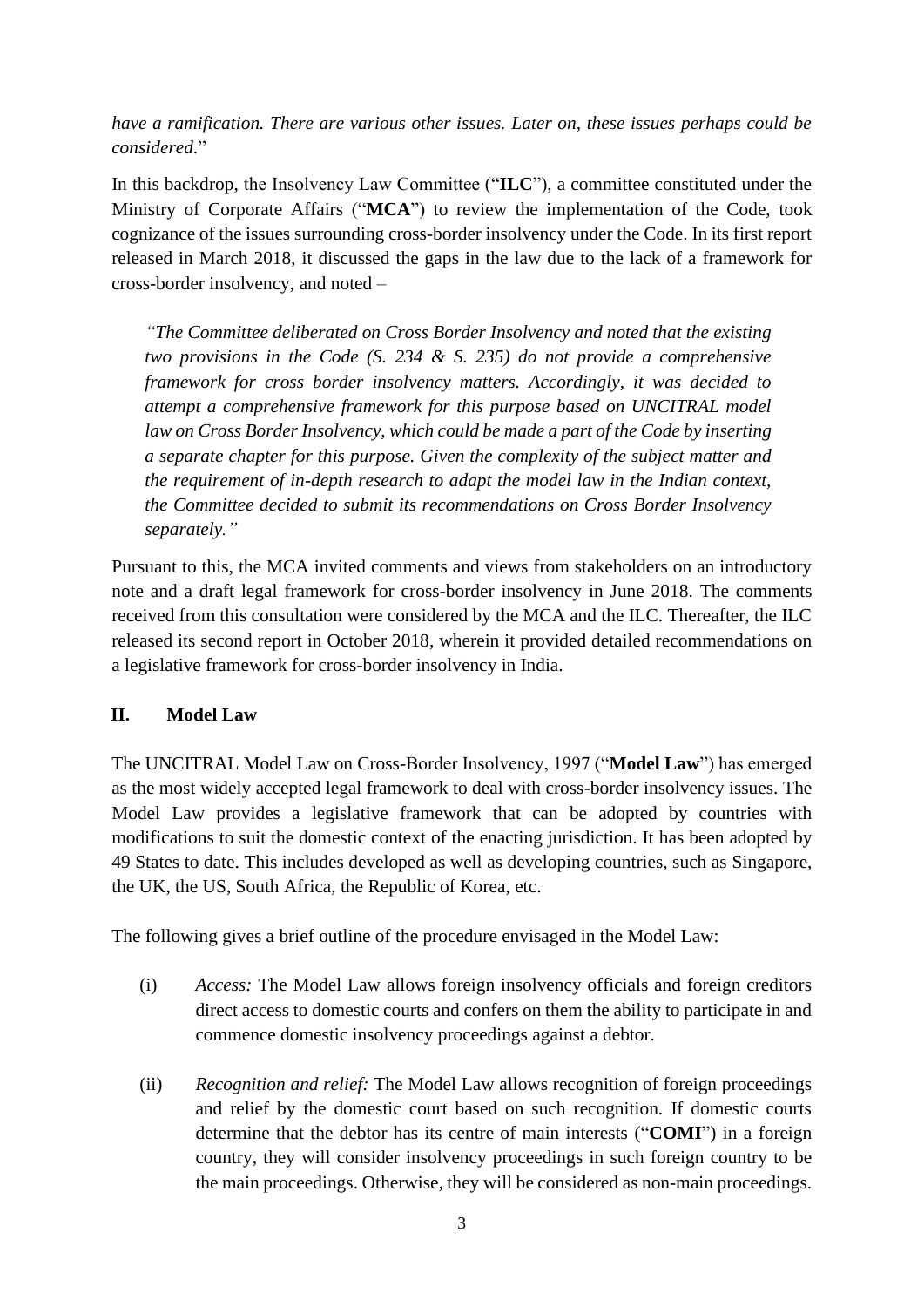*have a ramification. There are various other issues. Later on, these issues perhaps could be considered.*"

In this backdrop, the Insolvency Law Committee ("**ILC**"), a committee constituted under the Ministry of Corporate Affairs ("**MCA**") to review the implementation of the Code, took cognizance of the issues surrounding cross-border insolvency under the Code. In its first report released in March 2018, it discussed the gaps in the law due to the lack of a framework for cross-border insolvency, and noted –

> *"The Committee deliberated on Cross Border Insolvency and noted that the existing two provisions in the Code (S. 234 & S. 235) do not provide a comprehensive framework for cross border insolvency matters. Accordingly, it was decided to attempt a comprehensive framework for this purpose based on UNCITRAL model law on Cross Border Insolvency, which could be made a part of the Code by inserting a separate chapter for this purpose. Given the complexity of the subject matter and the requirement of in-depth research to adapt the model law in the Indian context, the Committee decided to submit its recommendations on Cross Border Insolvency separately."*

Pursuant to this, the MCA invited comments and views from stakeholders on an introductory note and a draft legal framework for cross-border insolvency in June 2018. The comments received from this consultation were considered by the MCA and the ILC. Thereafter, the ILC released its second report in October 2018, wherein it provided detailed recommendations on a legislative framework for cross-border insolvency in India.

## II. Model Law

The UNCITRAL Model Law on Cross-Border Insolvency, 1997 ("**Model Law**") has emerged as the most widely accepted legal framework to deal with cross-border insolvency issues. The Model Law provides a legislative framework that can be adopted by countries with modifications to suit the domestic context of the enacting jurisdiction. It has been adopted by 49 States to date. This includes developed as well as developing countries, such as Singapore, the UK, the US, South Africa, the Republic of Korea, etc.

The following gives a brief outline of the procedure envisaged in the Model Law:

(i) *Access:* The Model Law allows foreign insolvency officials and foreign creditors direct access to domestic courts and confers on them the ability to participate in and commence domestic insolvency proceedings against a debtor.

(ii) *Recognition and relief:* The Model Law allows recognition of foreign proceedings and relief by the domestic court based on such recognition. If domestic courts determine that the debtor has its centre of main interests ("**COMI**") in a foreign country, they will consider insolvency proceedings in such foreign country to be the main proceedings. Otherwise, they will be considered as non-main proceedings.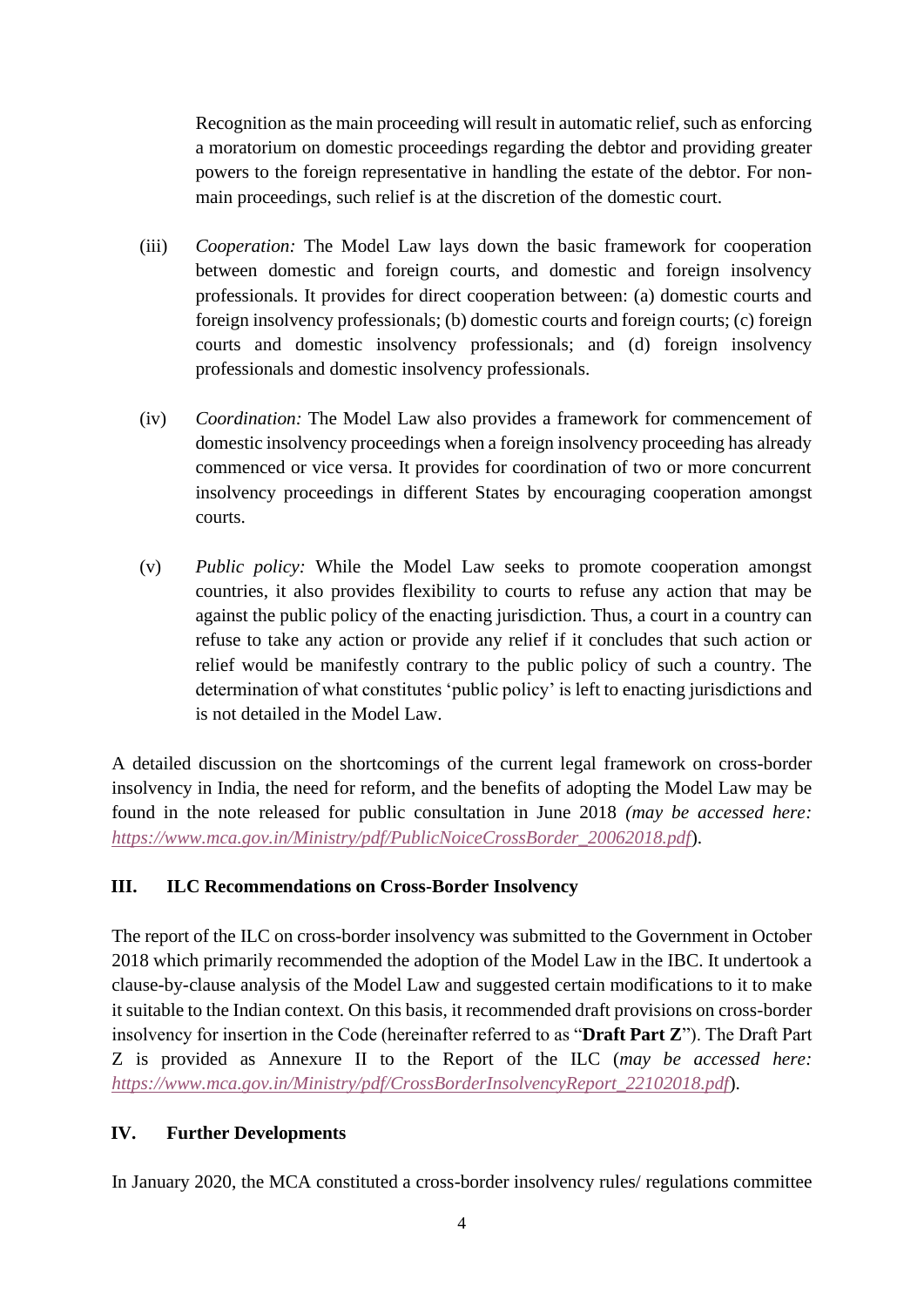Recognition as the main proceeding will result in automatic relief, such as enforcing a moratorium on domestic proceedings regarding the debtor and providing greater powers to the foreign representative in handling the estate of the debtor. For non-main proceedings, such relief is at the discretion of the domestic court.

(iii) *Cooperation:* The Model Law lays down the basic framework for cooperation between domestic and foreign courts, and domestic and foreign insolvency professionals. It provides for direct cooperation between: (a) domestic courts and foreign insolvency professionals; (b) domestic courts and foreign courts; (c) foreign courts and domestic insolvency professionals; and (d) foreign insolvency professionals and domestic insolvency professionals.

(iv) *Coordination:* The Model Law also provides a framework for commencement of domestic insolvency proceedings when a foreign insolvency proceeding has already commenced or vice versa. It provides for coordination of two or more concurrent insolvency proceedings in different States by encouraging cooperation amongst courts.

(v) *Public policy:* While the Model Law seeks to promote cooperation amongst countries, it also provides flexibility to courts to refuse any action that may be against the public policy of the enacting jurisdiction. Thus, a court in a country can refuse to take any action or provide any relief if it concludes that such action or relief would be manifestly contrary to the public policy of such a country. The determination of what constitutes 'public policy' is left to enacting jurisdictions and is not detailed in the Model Law.

A detailed discussion on the shortcomings of the current legal framework on cross-border insolvency in India, the need for reform, and the benefits of adopting the Model Law may be found in the note released for public consultation in June 2018 *(may be accessed here: [https://www.mca.gov.in/Ministry/pdf/PublicNoiceCrossBorder_20062018.pdf](https://www.mca.gov.in/Ministry/pdf/PublicNoiceCrossBorder_20062018.pdf))*.

## III. ILC Recommendations on Cross-Border Insolvency

The report of the ILC on cross-border insolvency was submitted to the Government in October 2018 which primarily recommended the adoption of the Model Law in the IBC. It undertook a clause-by-clause analysis of the Model Law and suggested certain modifications to it to make it suitable to the Indian context. On this basis, it recommended draft provisions on cross-border insolvency for insertion in the Code (hereinafter referred to as "**Draft Part Z**"). The Draft Part Z is provided as Annexure II to the Report of the ILC (*may be accessed here: [https://www.mca.gov.in/Ministry/pdf/CrossBorderInsolvencyReport_22102018.pdf](https://www.mca.gov.in/Ministry/pdf/CrossBorderInsolvencyReport_22102018.pdf)*).

## IV. Further Developments

In January 2020, the MCA constituted a cross-border insolvency rules/ regulations committee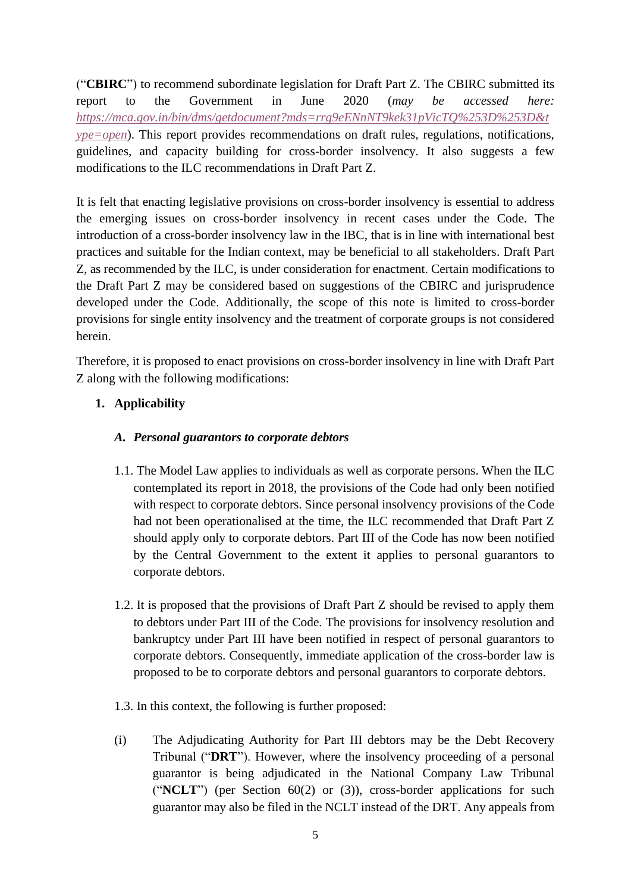("**CBIRC**") to recommend subordinate legislation for Draft Part Z. The CBIRC submitted its report to the Government in June 2020 (*may be accessed here: https://mca.gov.in/bin/dms/getdocument?mds=rrg9eENnNT9kek31pVicTQ%253D%253D&type=open*). This report provides recommendations on draft rules, regulations, notifications, guidelines, and capacity building for cross-border insolvency. It also suggests a few modifications to the ILC recommendations in Draft Part Z.

It is felt that enacting legislative provisions on cross-border insolvency is essential to address the emerging issues on cross-border insolvency in recent cases under the Code. The introduction of a cross-border insolvency law in the IBC, that is in line with international best practices and suitable for the Indian context, may be beneficial to all stakeholders. Draft Part Z, as recommended by the ILC, is under consideration for enactment. Certain modifications to the Draft Part Z may be considered based on suggestions of the CBIRC and jurisprudence developed under the Code. Additionally, the scope of this note is limited to cross-border provisions for single entity insolvency and the treatment of corporate groups is not considered herein.

Therefore, it is proposed to enact provisions on cross-border insolvency in line with Draft Part Z along with the following modifications:

1. **Applicability**

   ***A. Personal guarantors to corporate debtors***

   1.1. The Model Law applies to individuals as well as corporate persons. When the ILC contemplated its report in 2018, the provisions of the Code had only been notified with respect to corporate debtors. Since personal insolvency provisions of the Code had not been operationalised at the time, the ILC recommended that Draft Part Z should apply only to corporate debtors. Part III of the Code has now been notified by the Central Government to the extent it applies to personal guarantors to corporate debtors.

   1.2. It is proposed that the provisions of Draft Part Z should be revised to apply them to debtors under Part III of the Code. The provisions for insolvency resolution and bankruptcy under Part III have been notified in respect of personal guarantors to corporate debtors. Consequently, immediate application of the cross-border law is proposed to be to corporate debtors and personal guarantors to corporate debtors.

   1.3. In this context, the following is further proposed:

   (i) The Adjudicating Authority for Part III debtors may be the Debt Recovery Tribunal ("**DRT**"). However, where the insolvency proceeding of a personal guarantor is being adjudicated in the National Company Law Tribunal ("**NCLT**") (per Section 60(2) or (3)), cross-border applications for such guarantor may also be filed in the NCLT instead of the DRT. Any appeals from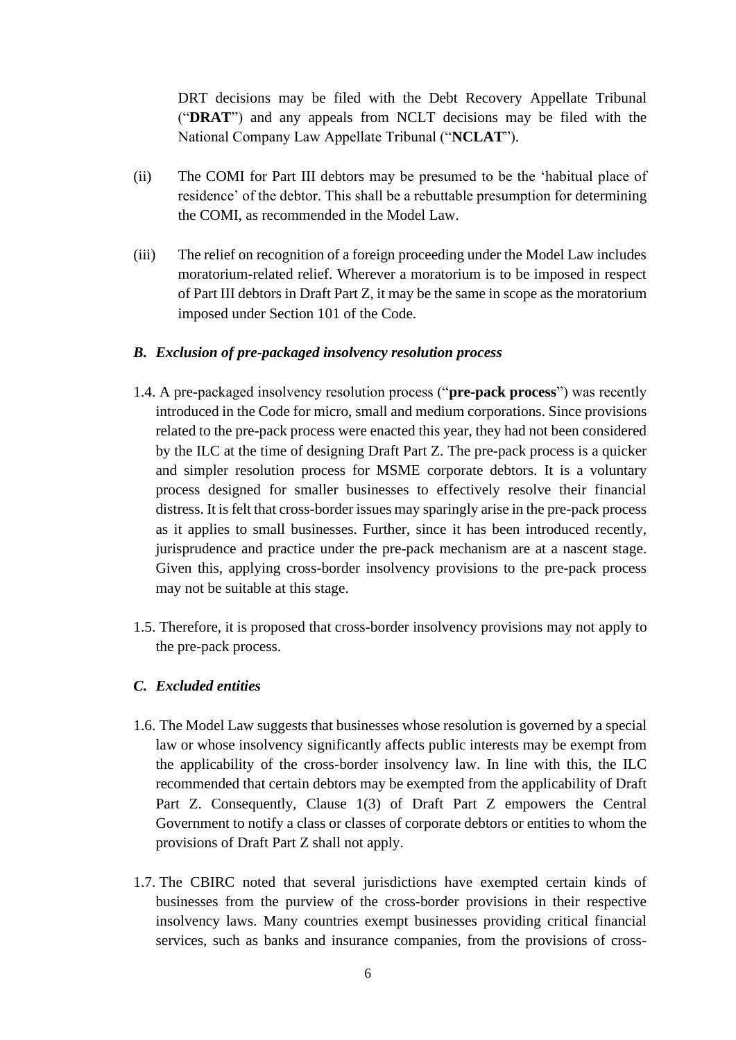DRT decisions may be filed with the Debt Recovery Appellate Tribunal ("**DRAT**") and any appeals from NCLT decisions may be filed with the National Company Law Appellate Tribunal ("**NCLAT**").

(ii) The COMI for Part III debtors may be presumed to be the 'habitual place of residence' of the debtor. This shall be a rebuttable presumption for determining the COMI, as recommended in the Model Law.

(iii) The relief on recognition of a foreign proceeding under the Model Law includes moratorium-related relief. Wherever a moratorium is to be imposed in respect of Part III debtors in Draft Part Z, it may be the same in scope as the moratorium imposed under Section 101 of the Code.

### *B. Exclusion of pre-packaged insolvency resolution process*

1.4. A pre-packaged insolvency resolution process ("**pre-pack process**") was recently introduced in the Code for micro, small and medium corporations. Since provisions related to the pre-pack process were enacted this year, they had not been considered by the ILC at the time of designing Draft Part Z. The pre-pack process is a quicker and simpler resolution process for MSME corporate debtors. It is a voluntary process designed for smaller businesses to effectively resolve their financial distress. It is felt that cross-border issues may sparingly arise in the pre-pack process as it applies to small businesses. Further, since it has been introduced recently, jurisprudence and practice under the pre-pack mechanism are at a nascent stage. Given this, applying cross-border insolvency provisions to the pre-pack process may not be suitable at this stage.

1.5. Therefore, it is proposed that cross-border insolvency provisions may not apply to the pre-pack process.

### *C. Excluded entities*

1.6. The Model Law suggests that businesses whose resolution is governed by a special law or whose insolvency significantly affects public interests may be exempt from the applicability of the cross-border insolvency law. In line with this, the ILC recommended that certain debtors may be exempted from the applicability of Draft Part Z. Consequently, Clause 1(3) of Draft Part Z empowers the Central Government to notify a class or classes of corporate debtors or entities to whom the provisions of Draft Part Z shall not apply.

1.7. The CBIRC noted that several jurisdictions have exempted certain kinds of businesses from the purview of the cross-border provisions in their respective insolvency laws. Many countries exempt businesses providing critical financial services, such as banks and insurance companies, from the provisions of cross-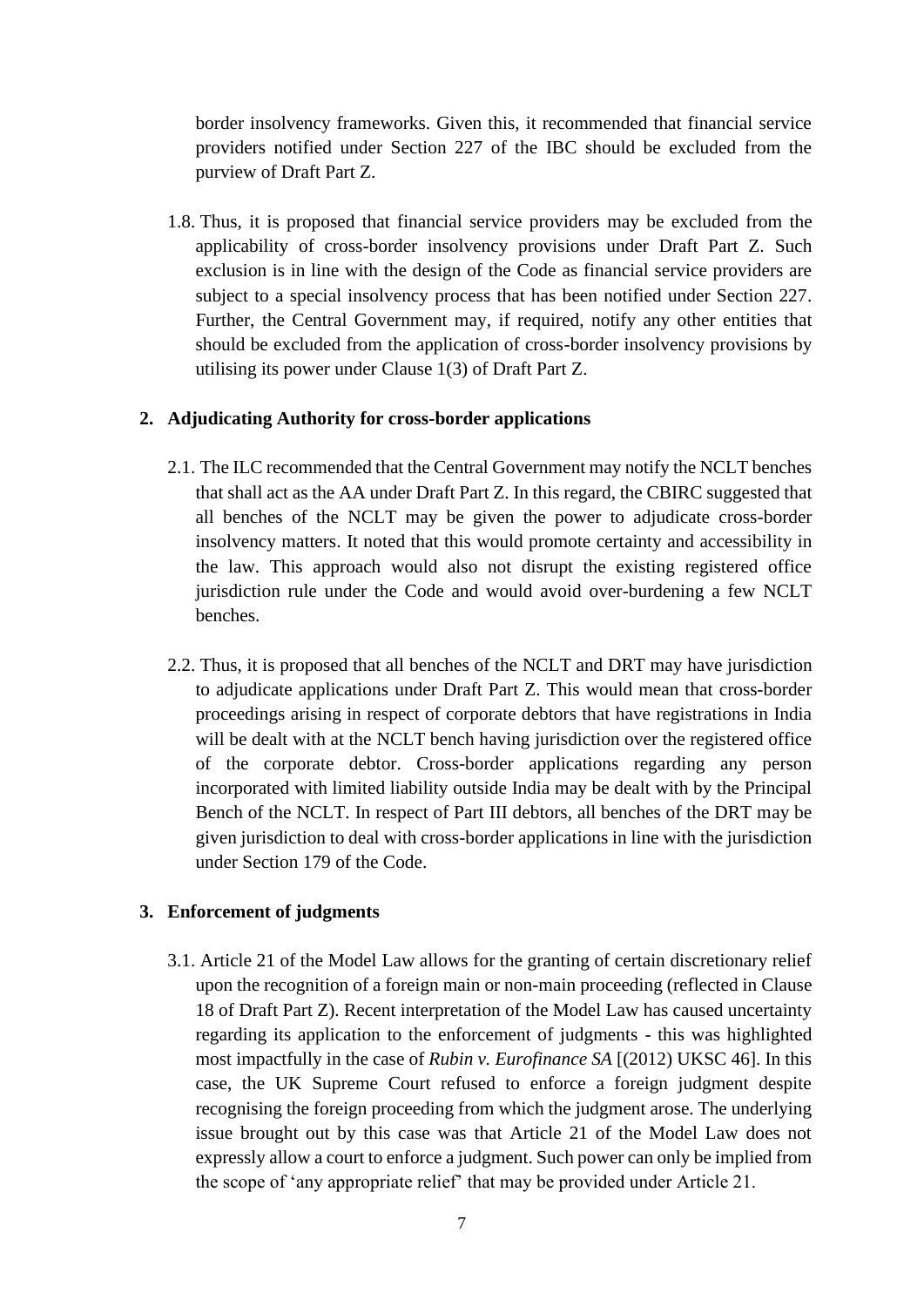border insolvency frameworks. Given this, it recommended that financial service providers notified under Section 227 of the IBC should be excluded from the purview of Draft Part Z.

1.8. Thus, it is proposed that financial service providers may be excluded from the applicability of cross-border insolvency provisions under Draft Part Z. Such exclusion is in line with the design of the Code as financial service providers are subject to a special insolvency process that has been notified under Section 227. Further, the Central Government may, if required, notify any other entities that should be excluded from the application of cross-border insolvency provisions by utilising its power under Clause 1(3) of Draft Part Z.

**2. Adjudicating Authority for cross-border applications**

2.1. The ILC recommended that the Central Government may notify the NCLT benches that shall act as the AA under Draft Part Z. In this regard, the CBIRC suggested that all benches of the NCLT may be given the power to adjudicate cross-border insolvency matters. It noted that this would promote certainty and accessibility in the law. This approach would also not disrupt the existing registered office jurisdiction rule under the Code and would avoid over-burdening a few NCLT benches.

2.2. Thus, it is proposed that all benches of the NCLT and DRT may have jurisdiction to adjudicate applications under Draft Part Z. This would mean that cross-border proceedings arising in respect of corporate debtors that have registrations in India will be dealt with at the NCLT bench having jurisdiction over the registered office of the corporate debtor. Cross-border applications regarding any person incorporated with limited liability outside India may be dealt with by the Principal Bench of the NCLT. In respect of Part III debtors, all benches of the DRT may be given jurisdiction to deal with cross-border applications in line with the jurisdiction under Section 179 of the Code.

**3. Enforcement of judgments**

3.1. Article 21 of the Model Law allows for the granting of certain discretionary relief upon the recognition of a foreign main or non-main proceeding (reflected in Clause 18 of Draft Part Z). Recent interpretation of the Model Law has caused uncertainty regarding its application to the enforcement of judgments - this was highlighted most impactfully in the case of *Rubin v. Eurofinance SA* [(2012) UKSC 46]. In this case, the UK Supreme Court refused to enforce a foreign judgment despite recognising the foreign proceeding from which the judgment arose. The underlying issue brought out by this case was that Article 21 of the Model Law does not expressly allow a court to enforce a judgment. Such power can only be implied from the scope of 'any appropriate relief' that may be provided under Article 21.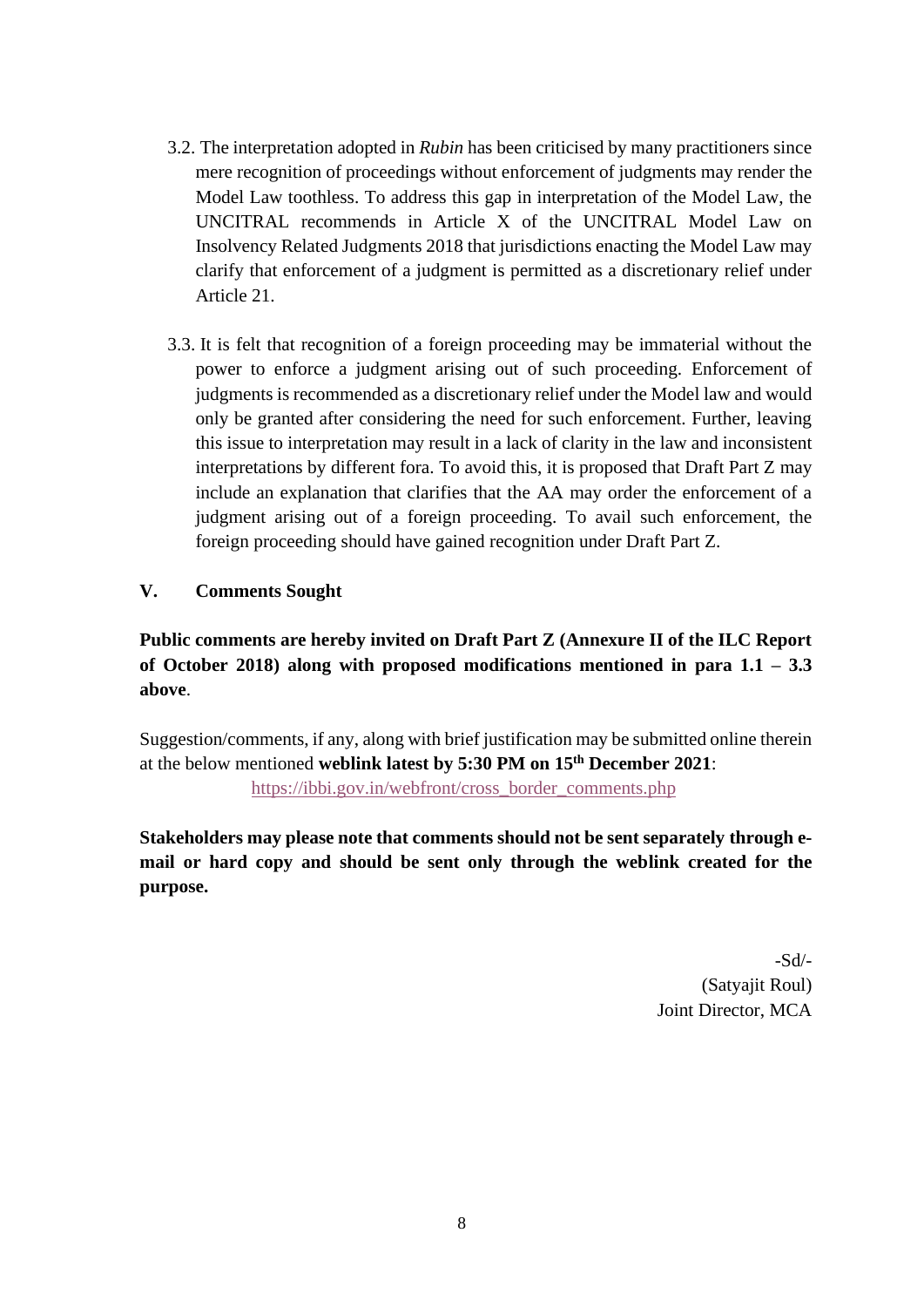3.2. The interpretation adopted in *Rubin* has been criticised by many practitioners since mere recognition of proceedings without enforcement of judgments may render the Model Law toothless. To address this gap in interpretation of the Model Law, the UNCITRAL recommends in Article X of the UNCITRAL Model Law on Insolvency Related Judgments 2018 that jurisdictions enacting the Model Law may clarify that enforcement of a judgment is permitted as a discretionary relief under Article 21.

3.3. It is felt that recognition of a foreign proceeding may be immaterial without the power to enforce a judgment arising out of such proceeding. Enforcement of judgments is recommended as a discretionary relief under the Model law and would only be granted after considering the need for such enforcement. Further, leaving this issue to interpretation may result in a lack of clarity in the law and inconsistent interpretations by different fora. To avoid this, it is proposed that Draft Part Z may include an explanation that clarifies that the AA may order the enforcement of a judgment arising out of a foreign proceeding. To avail such enforcement, the foreign proceeding should have gained recognition under Draft Part Z.

## V. Comments Sought

**Public comments are hereby invited on Draft Part Z (Annexure II of the ILC Report of October 2018) along with proposed modifications mentioned in para 1.1 – 3.3 above**.

Suggestion/comments, if any, along with brief justification may be submitted online therein at the below mentioned **weblink latest by 5:30 PM on 15th December 2021**:
https://ibbi.gov.in/webfront/cross_border_comments.php

**Stakeholders may please note that comments should not be sent separately through e-mail or hard copy and should be sent only through the weblink created for the purpose.**

-Sd/-
(Satyajit Roul)
Joint Director, MCA